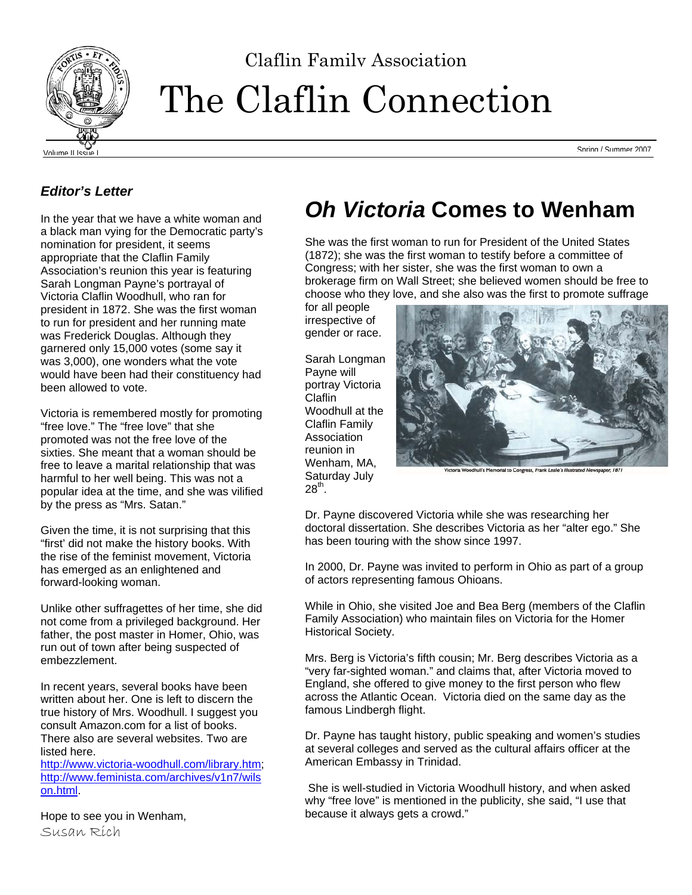Claflin Family Association

# The Claflin Connection

Volume II Issue I

Spring / Summer 2007

### *Editor's Letter*

In the year that we have a white woman and a black man vying for the Democratic party's nomination for president, it seems appropriate that the Claflin Family Association's reunion this year is featuring Sarah Longman Payne's portrayal of Victoria Claflin Woodhull, who ran for president in 1872. She was the first woman to run for president and her running mate was Frederick Douglas. Although they garnered only 15,000 votes (some say it was 3,000), one wonders what the vote would have been had their constituency had been allowed to vote.

Victoria is remembered mostly for promoting "free love." The "free love" that she promoted was not the free love of the sixties. She meant that a woman should be free to leave a marital relationship that was harmful to her well being. This was not a popular idea at the time, and she was vilified by the press as "Mrs. Satan."

Given the time, it is not surprising that this "first' did not make the history books. With the rise of the feminist movement, Victoria has emerged as an enlightened and forward-looking woman.

Unlike other suffragettes of her time, she did not come from a privileged background. Her father, the post master in Homer, Ohio, was run out of town after being suspected of embezzlement.

In recent years, several books have been written about her. One is left to discern the true history of Mrs. Woodhull. I suggest you consult Amazon.com for a list of books. There also are several websites. Two are listed here.
http://www.victoria-woodhull.com/library.htm; http://www.feminista.com/archives/v1n7/wilson.html.

Hope to see you in Wenham,
Susan Rich

# *Oh Victoria* Comes to Wenham

She was the first woman to run for President of the United States (1872); she was the first woman to testify before a committee of Congress; with her sister, she was the first woman to own a brokerage firm on Wall Street; she believed women should be free to choose who they love, and she also was the first to promote suffrage for all people irrespective of gender or race.

Sarah Longman Payne will portray Victoria Claflin Woodhull at the Claflin Family Association reunion in Wenham, MA, Saturday July 28th.

Victoria Woodhull's Memorial to Congress, *Frank Leslie's Illustrated Newspaper, 1871*

Dr. Payne discovered Victoria while she was researching her doctoral dissertation. She describes Victoria as her "alter ego." She has been touring with the show since 1997.

In 2000, Dr. Payne was invited to perform in Ohio as part of a group of actors representing famous Ohioans.

While in Ohio, she visited Joe and Bea Berg (members of the Claflin Family Association) who maintain files on Victoria for the Homer Historical Society.

Mrs. Berg is Victoria's fifth cousin; Mr. Berg describes Victoria as a "very far-sighted woman." and claims that, after Victoria moved to England, she offered to give money to the first person who flew across the Atlantic Ocean. Victoria died on the same day as the famous Lindbergh flight.

Dr. Payne has taught history, public speaking and women's studies at several colleges and served as the cultural affairs officer at the American Embassy in Trinidad.

She is well-studied in Victoria Woodhull history, and when asked why "free love" is mentioned in the publicity, she said, "I use that because it always gets a crowd."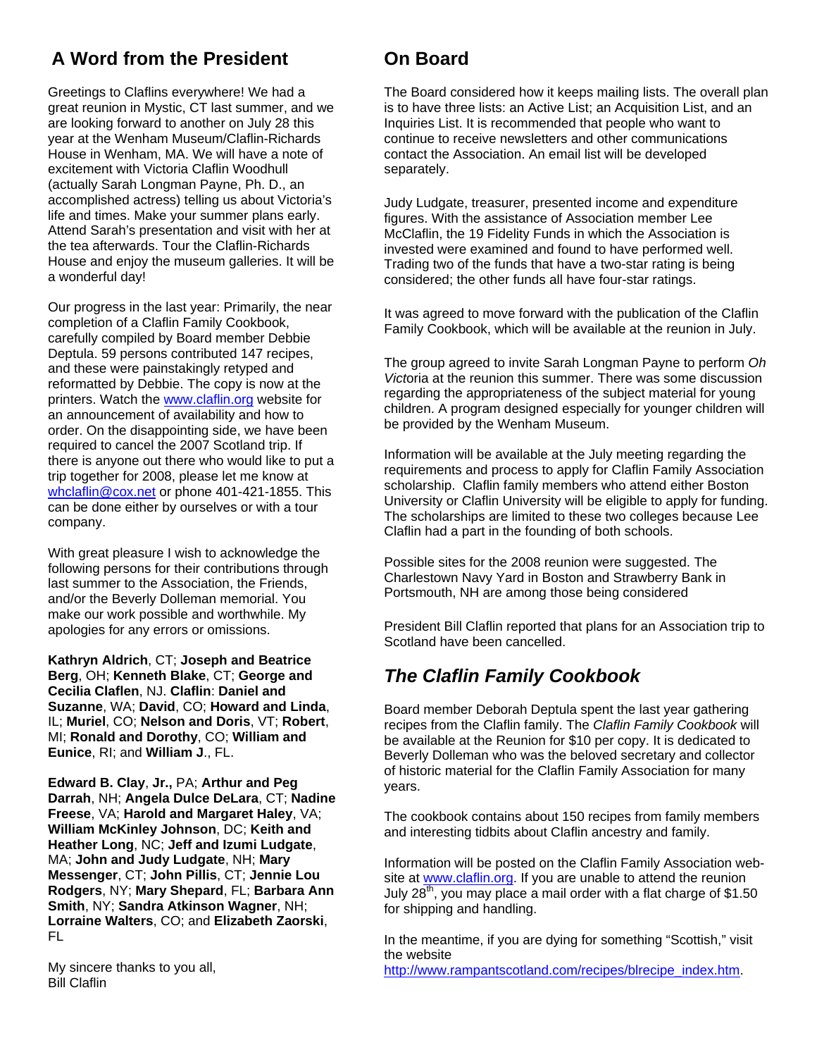## A Word from the President

Greetings to Claflins everywhere! We had a great reunion in Mystic, CT last summer, and we are looking forward to another on July 28 this year at the Wenham Museum/Claflin-Richards House in Wenham, MA. We will have a note of excitement with Victoria Claflin Woodhull (actually Sarah Longman Payne, Ph. D., an accomplished actress) telling us about Victoria's life and times. Make your summer plans early. Attend Sarah's presentation and visit with her at the tea afterwards. Tour the Claflin-Richards House and enjoy the museum galleries. It will be a wonderful day!

Our progress in the last year: Primarily, the near completion of a Claflin Family Cookbook, carefully compiled by Board member Debbie Deptula. 59 persons contributed 147 recipes, and these were painstakingly retyped and reformatted by Debbie. The copy is now at the printers. Watch the www.claflin.org website for an announcement of availability and how to order. On the disappointing side, we have been required to cancel the 2007 Scotland trip. If there is anyone out there who would like to put a trip together for 2008, please let me know at whclaflin@cox.net or phone 401-421-1855. This can be done either by ourselves or with a tour company.

With great pleasure I wish to acknowledge the following persons for their contributions through last summer to the Association, the Friends, and/or the Beverly Dolleman memorial. You make our work possible and worthwhile. My apologies for any errors or omissions.

**Kathryn Aldrich**, CT; **Joseph and Beatrice Berg**, OH; **Kenneth Blake**, CT; **George and Cecilia Claflen**, NJ. **Claflin**: **Daniel and Suzanne**, WA; **David**, CO; **Howard and Linda**, IL; **Muriel**, CO; **Nelson and Doris**, VT; **Robert**, MI; **Ronald and Dorothy**, CO; **William and Eunice**, RI; and **William J**., FL.

**Edward B. Clay**, **Jr.,** PA; **Arthur and Peg Darrah**, NH; **Angela Dulce DeLara**, CT; **Nadine Freese**, VA; **Harold and Margaret Haley**, VA; **William McKinley Johnson**, DC; **Keith and Heather Long**, NC; **Jeff and Izumi Ludgate**, MA; **John and Judy Ludgate**, NH; **Mary Messenger**, CT; **John Pillis**, CT; **Jennie Lou Rodgers**, NY; **Mary Shepard**, FL; **Barbara Ann Smith**, NY; **Sandra Atkinson Wagner**, NH; **Lorraine Walters**, CO; and **Elizabeth Zaorski**, FL

My sincere thanks to you all,
Bill Claflin

## On Board

The Board considered how it keeps mailing lists. The overall plan is to have three lists: an Active List; an Acquisition List, and an Inquiries List. It is recommended that people who want to continue to receive newsletters and other communications contact the Association. An email list will be developed separately.

Judy Ludgate, treasurer, presented income and expenditure figures. With the assistance of Association member Lee McClaflin, the 19 Fidelity Funds in which the Association is invested were examined and found to have performed well. Trading two of the funds that have a two-star rating is being considered; the other funds all have four-star ratings.

It was agreed to move forward with the publication of the Claflin Family Cookbook, which will be available at the reunion in July.

The group agreed to invite Sarah Longman Payne to perform *Oh Victoria* at the reunion this summer. There was some discussion regarding the appropriateness of the subject material for young children. A program designed especially for younger children will be provided by the Wenham Museum.

Information will be available at the July meeting regarding the requirements and process to apply for Claflin Family Association scholarship. Claflin family members who attend either Boston University or Claflin University will be eligible to apply for funding. The scholarships are limited to these two colleges because Lee Claflin had a part in the founding of both schools.

Possible sites for the 2008 reunion were suggested. The Charlestown Navy Yard in Boston and Strawberry Bank in Portsmouth, NH are among those being considered

President Bill Claflin reported that plans for an Association trip to Scotland have been cancelled.

## *The Claflin Family Cookbook*

Board member Deborah Deptula spent the last year gathering recipes from the Claflin family. The *Claflin Family Cookbook* will be available at the Reunion for $10 per copy. It is dedicated to Beverly Dolleman who was the beloved secretary and collector of historic material for the Claflin Family Association for many years.

The cookbook contains about 150 recipes from family members and interesting tidbits about Claflin ancestry and family.

Information will be posted on the Claflin Family Association web-site at www.claflin.org. If you are unable to attend the reunion July 28th, you may place a mail order with a flat charge of $1.50 for shipping and handling.

In the meantime, if you are dying for something "Scottish," visit the website http://www.rampantscotland.com/recipes/blrecipe_index.htm.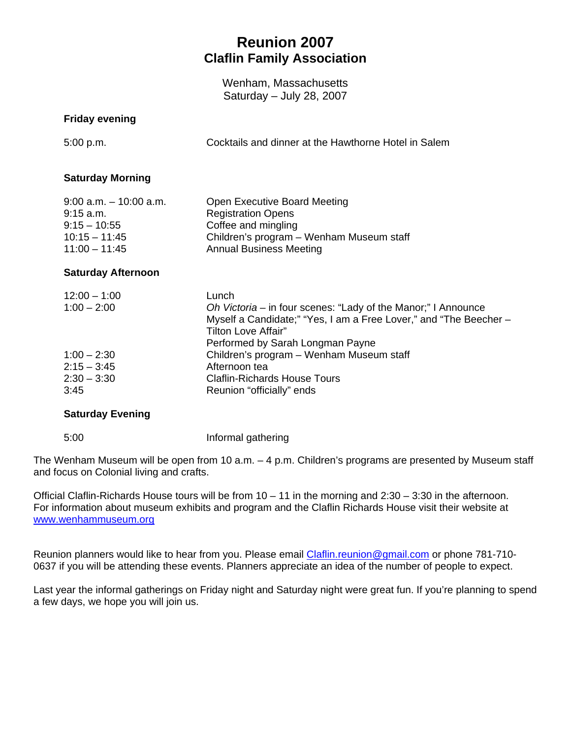# Reunion 2007
## Claflin Family Association

Wenham, Massachusetts
Saturday – July 28, 2007

**Friday evening**

| | |
|---|---|
| 5:00 p.m. | Cocktails and dinner at the Hawthorne Hotel in Salem |

**Saturday Morning**

| | |
|---|---|
| 9:00 a.m. – 10:00 a.m. | Open Executive Board Meeting |
| 9:15 a.m. | Registration Opens |
| 9:15 – 10:55 | Coffee and mingling |
| 10:15 – 11:45 | Children's program – Wenham Museum staff |
| 11:00 – 11:45 | Annual Business Meeting |

**Saturday Afternoon**

| | |
|---|---|
| 12:00 – 1:00 | Lunch |
| 1:00 – 2:00 | *Oh Victoria* – in four scenes: "Lady of the Manor;" I Announce Myself a Candidate;" "Yes, I am a Free Lover," and "The Beecher – Tilton Love Affair" Performed by Sarah Longman Payne |
| 1:00 – 2:30 | Children's program – Wenham Museum staff |
| 2:15 – 3:45 | Afternoon tea |
| 2:30 – 3:30 | Claflin-Richards House Tours |
| 3:45 | Reunion "officially" ends |

**Saturday Evening**

| | |
|---|---|
| 5:00 | Informal gathering |

The Wenham Museum will be open from 10 a.m. – 4 p.m. Children's programs are presented by Museum staff and focus on Colonial living and crafts.

Official Claflin-Richards House tours will be from 10 – 11 in the morning and 2:30 – 3:30 in the afternoon. For information about museum exhibits and program and the Claflin Richards House visit their website at www.wenhammuseum.org

Reunion planners would like to hear from you. Please email Claflin.reunion@gmail.com or phone 781-710-0637 if you will be attending these events. Planners appreciate an idea of the number of people to expect.

Last year the informal gatherings on Friday night and Saturday night were great fun. If you're planning to spend a few days, we hope you will join us.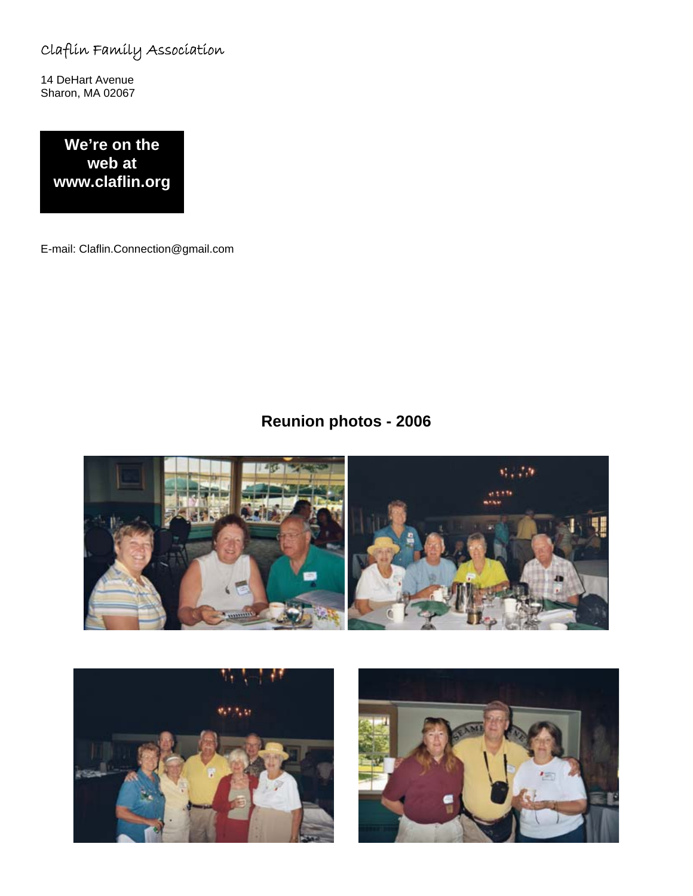Claflin Family Association

14 DeHart Avenue
Sharon, MA 02067

**We're on the web at www.claflin.org**

E-mail: Claflin.Connection@gmail.com

## Reunion photos - 2006